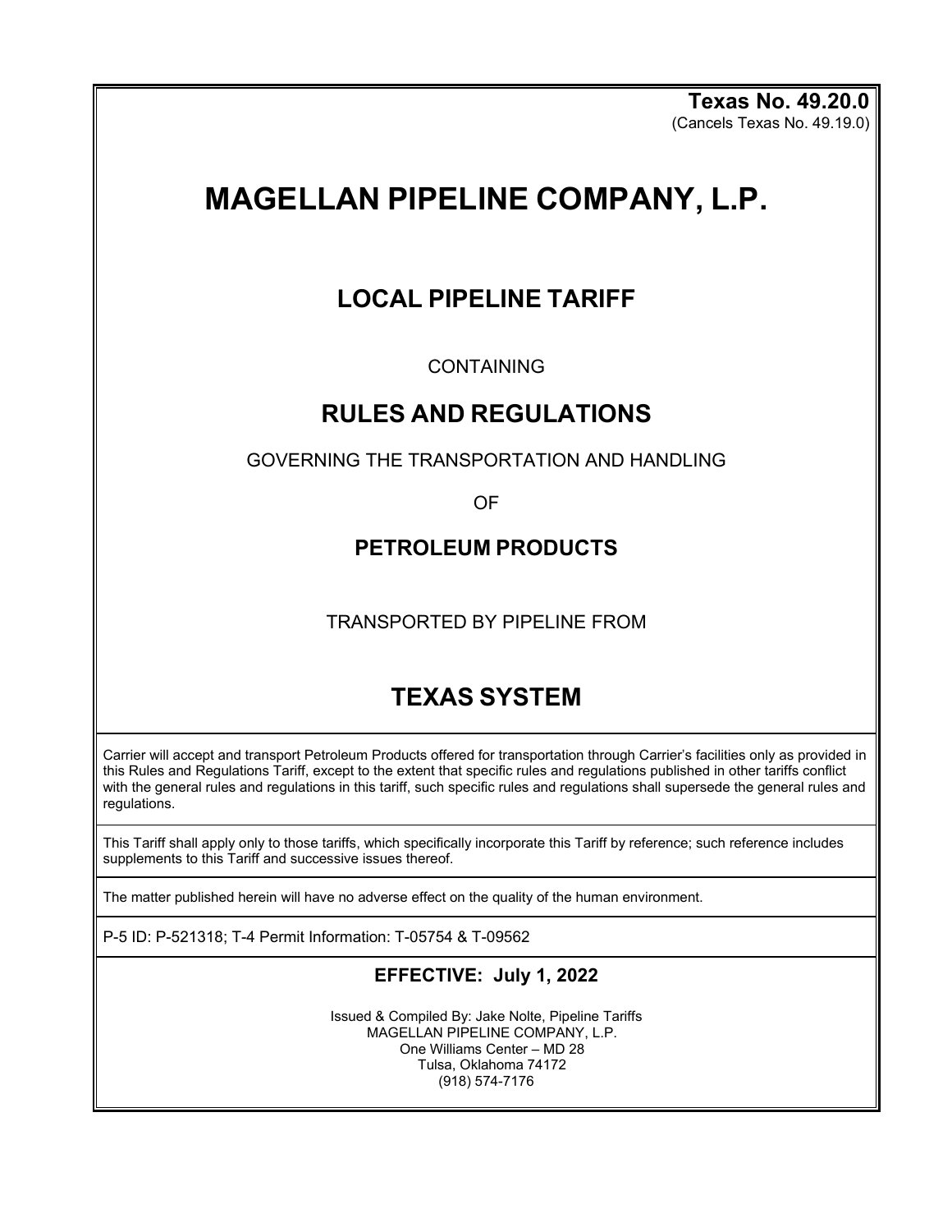**Texas No. 49.20.0**
(Cancels Texas No. 49.19.0)

# MAGELLAN PIPELINE COMPANY, L.P.

## LOCAL PIPELINE TARIFF

CONTAINING

## RULES AND REGULATIONS

GOVERNING THE TRANSPORTATION AND HANDLING

OF

### PETROLEUM PRODUCTS

TRANSPORTED BY PIPELINE FROM

## TEXAS SYSTEM

Carrier will accept and transport Petroleum Products offered for transportation through Carrier's facilities only as provided in this Rules and Regulations Tariff, except to the extent that specific rules and regulations published in other tariffs conflict with the general rules and regulations in this tariff, such specific rules and regulations shall supersede the general rules and regulations.

This Tariff shall apply only to those tariffs, which specifically incorporate this Tariff by reference; such reference includes supplements to this Tariff and successive issues thereof.

The matter published herein will have no adverse effect on the quality of the human environment.

P-5 ID: P-521318; T-4 Permit Information: T-05754 & T-09562

**EFFECTIVE: July 1, 2022**

Issued & Compiled By: Jake Nolte, Pipeline Tariffs
MAGELLAN PIPELINE COMPANY, L.P.
One Williams Center – MD 28
Tulsa, Oklahoma 74172
(918) 574-7176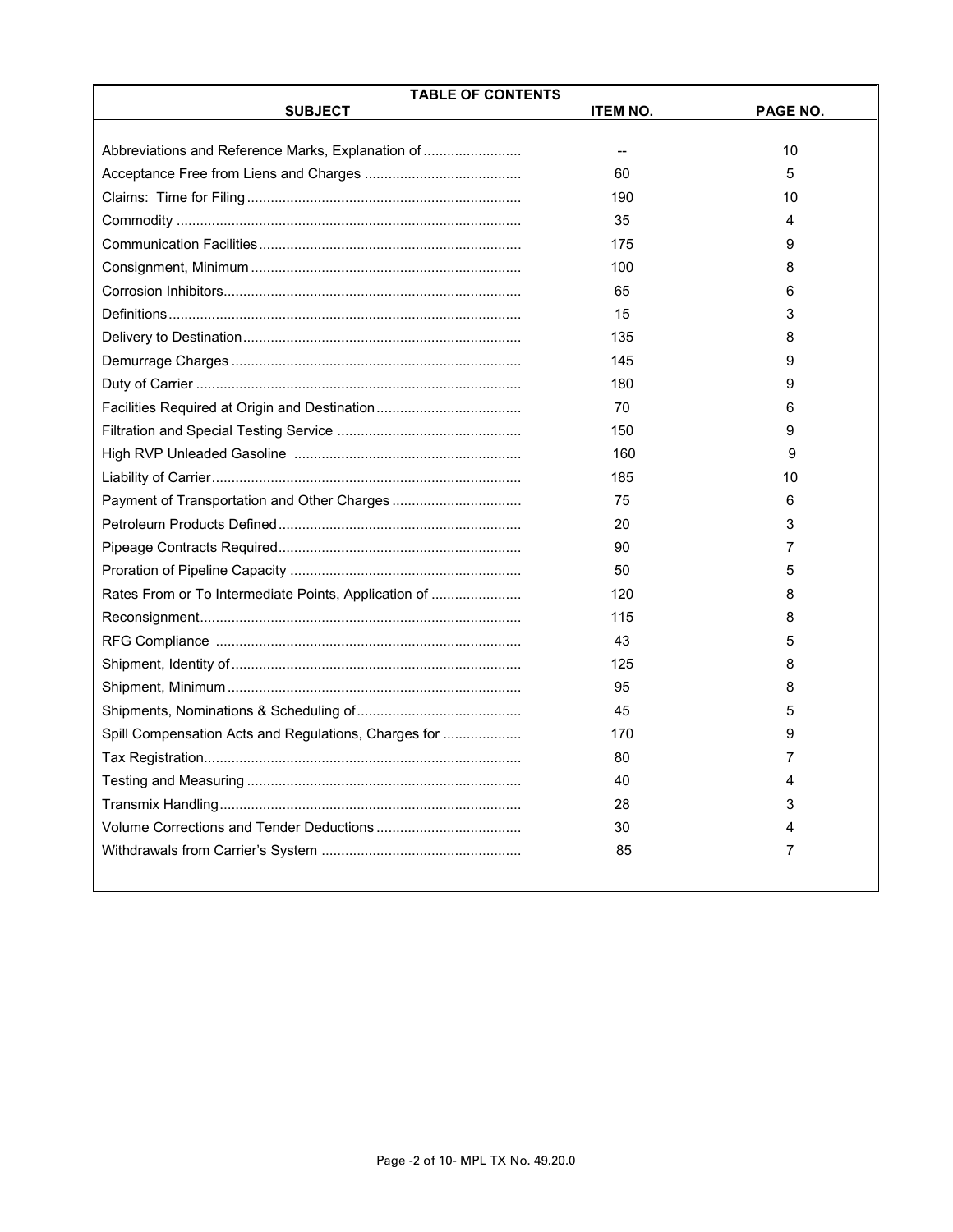# TABLE OF CONTENTS

| SUBJECT | ITEM NO. | PAGE NO. |
|---|---|---|
| Abbreviations and Reference Marks, Explanation of | -- | 10 |
| Acceptance Free from Liens and Charges | 60 | 5 |
| Claims: Time for Filing | 190 | 10 |
| Commodity | 35 | 4 |
| Communication Facilities | 175 | 9 |
| Consignment, Minimum | 100 | 8 |
| Corrosion Inhibitors | 65 | 6 |
| Definitions | 15 | 3 |
| Delivery to Destination | 135 | 8 |
| Demurrage Charges | 145 | 9 |
| Duty of Carrier | 180 | 9 |
| Facilities Required at Origin and Destination | 70 | 6 |
| Filtration and Special Testing Service | 150 | 9 |
| High RVP Unleaded Gasoline | 160 | 9 |
| Liability of Carrier | 185 | 10 |
| Payment of Transportation and Other Charges | 75 | 6 |
| Petroleum Products Defined | 20 | 3 |
| Pipeage Contracts Required | 90 | 7 |
| Proration of Pipeline Capacity | 50 | 5 |
| Rates From or To Intermediate Points, Application of | 120 | 8 |
| Reconsignment | 115 | 8 |
| RFG Compliance | 43 | 5 |
| Shipment, Identity of | 125 | 8 |
| Shipment, Minimum | 95 | 8 |
| Shipments, Nominations & Scheduling of | 45 | 5 |
| Spill Compensation Acts and Regulations, Charges for | 170 | 9 |
| Tax Registration | 80 | 7 |
| Testing and Measuring | 40 | 4 |
| Transmix Handling | 28 | 3 |
| Volume Corrections and Tender Deductions | 30 | 4 |
| Withdrawals from Carrier's System | 85 | 7 |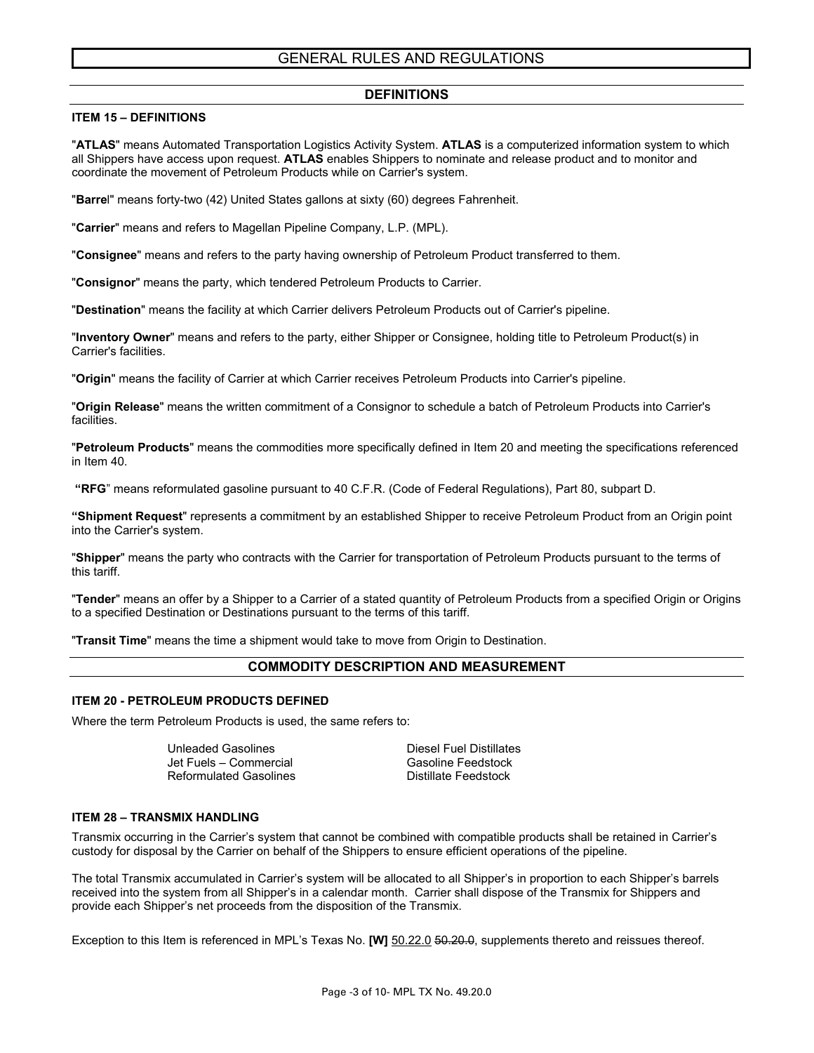# GENERAL RULES AND REGULATIONS

## DEFINITIONS

### ITEM 15 – DEFINITIONS

"**ATLAS**" means Automated Transportation Logistics Activity System. **ATLAS** is a computerized information system to which all Shippers have access upon request. **ATLAS** enables Shippers to nominate and release product and to monitor and coordinate the movement of Petroleum Products while on Carrier's system.

"**Barrel**" means forty-two (42) United States gallons at sixty (60) degrees Fahrenheit.

"**Carrier**" means and refers to Magellan Pipeline Company, L.P. (MPL).

"**Consignee**" means and refers to the party having ownership of Petroleum Product transferred to them.

"**Consignor**" means the party, which tendered Petroleum Products to Carrier.

"**Destination**" means the facility at which Carrier delivers Petroleum Products out of Carrier's pipeline.

"**Inventory Owner**" means and refers to the party, either Shipper or Consignee, holding title to Petroleum Product(s) in Carrier's facilities.

"**Origin**" means the facility of Carrier at which Carrier receives Petroleum Products into Carrier's pipeline.

"**Origin Release**" means the written commitment of a Consignor to schedule a batch of Petroleum Products into Carrier's facilities.

"**Petroleum Products**" means the commodities more specifically defined in Item 20 and meeting the specifications referenced in Item 40.

"**RFG**" means reformulated gasoline pursuant to 40 C.F.R. (Code of Federal Regulations), Part 80, subpart D.

"**Shipment Request**" represents a commitment by an established Shipper to receive Petroleum Product from an Origin point into the Carrier's system.

"**Shipper**" means the party who contracts with the Carrier for transportation of Petroleum Products pursuant to the terms of this tariff.

"**Tender**" means an offer by a Shipper to a Carrier of a stated quantity of Petroleum Products from a specified Origin or Origins to a specified Destination or Destinations pursuant to the terms of this tariff.

"**Transit Time**" means the time a shipment would take to move from Origin to Destination.

## COMMODITY DESCRIPTION AND MEASUREMENT

### ITEM 20 - PETROLEUM PRODUCTS DEFINED

Where the term Petroleum Products is used, the same refers to:

- Unleaded Gasolines
- Jet Fuels – Commercial
- Reformulated Gasolines
- Diesel Fuel Distillates
- Gasoline Feedstock
- Distillate Feedstock

### ITEM 28 – TRANSMIX HANDLING

Transmix occurring in the Carrier's system that cannot be combined with compatible products shall be retained in Carrier's custody for disposal by the Carrier on behalf of the Shippers to ensure efficient operations of the pipeline.

The total Transmix accumulated in Carrier's system will be allocated to all Shipper's in proportion to each Shipper's barrels received into the system from all Shipper's in a calendar month. Carrier shall dispose of the Transmix for Shippers and provide each Shipper's net proceeds from the disposition of the Transmix.

Exception to this Item is referenced in MPL's Texas No. **[W]** 50.22.0 ~~50.20.0~~, supplements thereto and reissues thereof.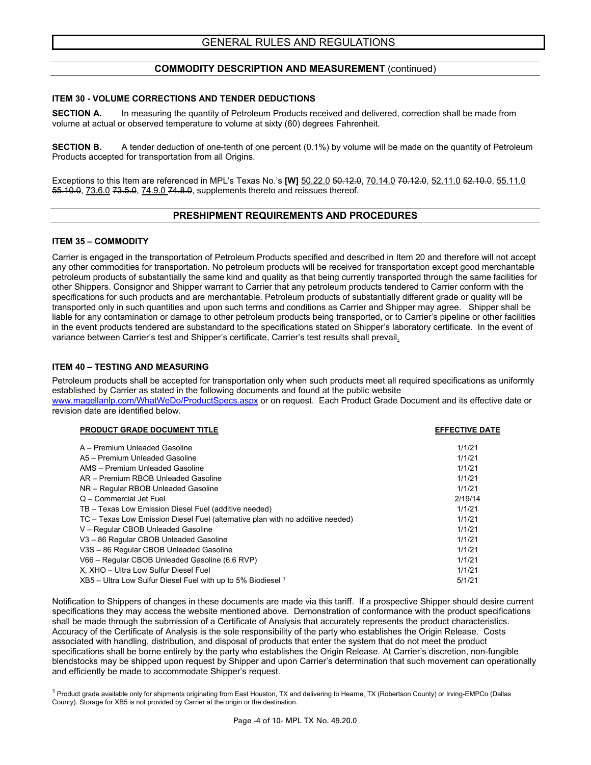# GENERAL RULES AND REGULATIONS

## COMMODITY DESCRIPTION AND MEASUREMENT (continued)

### ITEM 30 - VOLUME CORRECTIONS AND TENDER DEDUCTIONS

**SECTION A.** In measuring the quantity of Petroleum Products received and delivered, correction shall be made from volume at actual or observed temperature to volume at sixty (60) degrees Fahrenheit.

**SECTION B.** A tender deduction of one-tenth of one percent (0.1%) by volume will be made on the quantity of Petroleum Products accepted for transportation from all Origins.

Exceptions to this Item are referenced in MPL's Texas No.'s **[W]** 50.22.0 ~~50.12.0~~, 70.14.0 ~~70.12.0~~, 52.11.0 ~~52.10.0~~, 55.11.0 ~~55.10.0~~, 73.6.0 ~~73.5.0~~, 74.9.0 ~~74.8.0~~, supplements thereto and reissues thereof.

## PRESHIPMENT REQUIREMENTS AND PROCEDURES

### ITEM 35 – COMMODITY

Carrier is engaged in the transportation of Petroleum Products specified and described in Item 20 and therefore will not accept any other commodities for transportation. No petroleum products will be received for transportation except good merchantable petroleum products of substantially the same kind and quality as that being currently transported through the same facilities for other Shippers. Consignor and Shipper warrant to Carrier that any petroleum products tendered to Carrier conform with the specifications for such products and are merchantable. Petroleum products of substantially different grade or quality will be transported only in such quantities and upon such terms and conditions as Carrier and Shipper may agree. Shipper shall be liable for any contamination or damage to other petroleum products being transported, or to Carrier's pipeline or other facilities in the event products tendered are substandard to the specifications stated on Shipper's laboratory certificate. In the event of variance between Carrier's test and Shipper's certificate, Carrier's test results shall prevail.

### ITEM 40 – TESTING AND MEASURING

Petroleum products shall be accepted for transportation only when such products meet all required specifications as uniformly established by Carrier as stated in the following documents and found at the public website www.magellanlp.com/WhatWeDo/ProductSpecs.aspx or on request. Each Product Grade Document and its effective date or revision date are identified below.

| PRODUCT GRADE DOCUMENT TITLE | EFFECTIVE DATE |
|---|---|
| A – Premium Unleaded Gasoline | 1/1/21 |
| A5 – Premium Unleaded Gasoline | 1/1/21 |
| AMS – Premium Unleaded Gasoline | 1/1/21 |
| AR – Premium RBOB Unleaded Gasoline | 1/1/21 |
| NR – Regular RBOB Unleaded Gasoline | 1/1/21 |
| Q – Commercial Jet Fuel | 2/19/14 |
| TB – Texas Low Emission Diesel Fuel (additive needed) | 1/1/21 |
| TC – Texas Low Emission Diesel Fuel (alternative plan with no additive needed) | 1/1/21 |
| V – Regular CBOB Unleaded Gasoline | 1/1/21 |
| V3 – 86 Regular CBOB Unleaded Gasoline | 1/1/21 |
| V3S – 86 Regular CBOB Unleaded Gasoline | 1/1/21 |
| V66 – Regular CBOB Unleaded Gasoline (6.6 RVP) | 1/1/21 |
| X, XHO – Ultra Low Sulfur Diesel Fuel | 1/1/21 |
| XB5 – Ultra Low Sulfur Diesel Fuel with up to 5% Biodiesel [1] | 5/1/21 |

Notification to Shippers of changes in these documents are made via this tariff. If a prospective Shipper should desire current specifications they may access the website mentioned above. Demonstration of conformance with the product specifications shall be made through the submission of a Certificate of Analysis that accurately represents the product characteristics. Accuracy of the Certificate of Analysis is the sole responsibility of the party who establishes the Origin Release. Costs associated with handling, distribution, and disposal of products that enter the system that do not meet the product specifications shall be borne entirely by the party who establishes the Origin Release. At Carrier's discretion, non-fungible blendstocks may be shipped upon request by Shipper and upon Carrier's determination that such movement can operationally and efficiently be made to accommodate Shipper's request.

[1] Product grade available only for shipments originating from East Houston, TX and delivering to Hearne, TX (Robertson County) or Irving-EMPCo (Dallas County). Storage for XB5 is not provided by Carrier at the origin or the destination.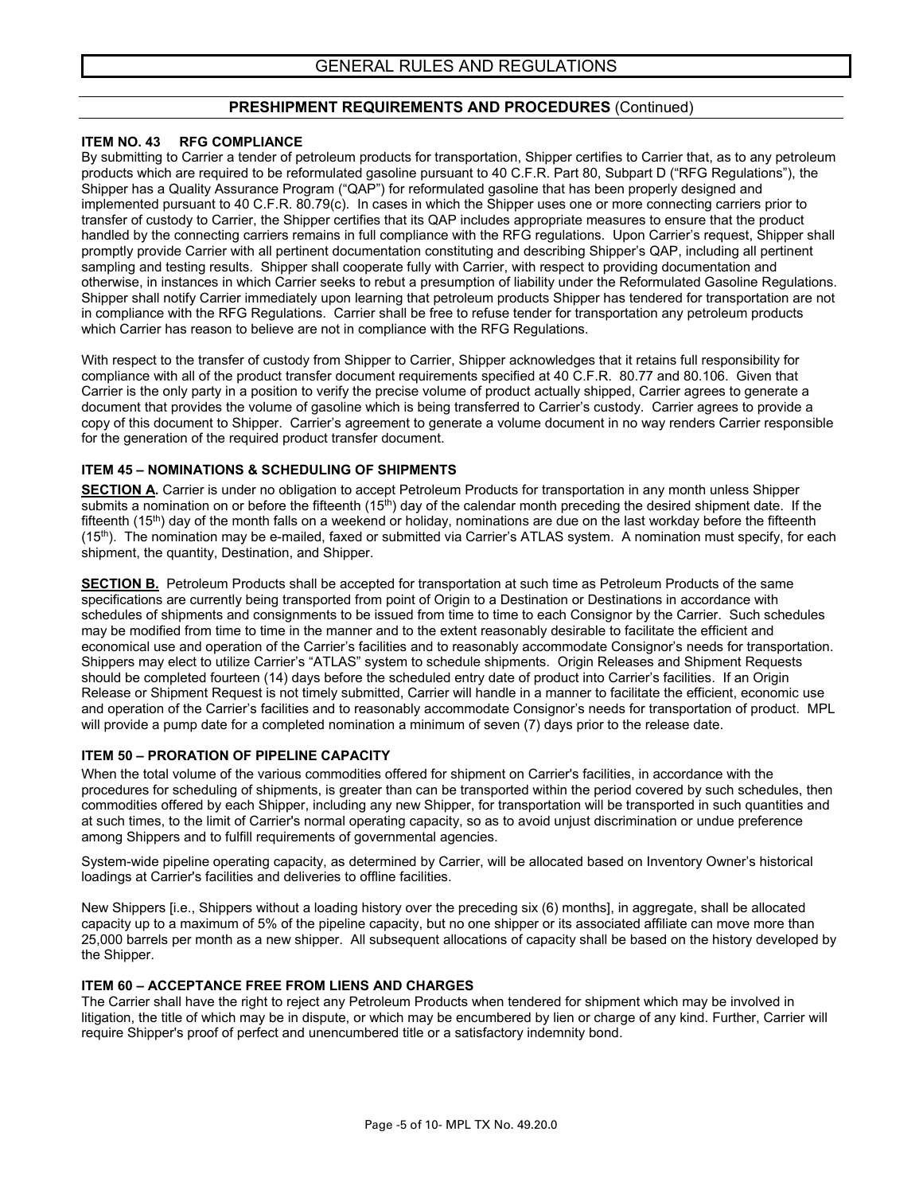# GENERAL RULES AND REGULATIONS

## PRESHIPMENT REQUIREMENTS AND PROCEDURES (Continued)

### ITEM NO. 43 RFG COMPLIANCE

By submitting to Carrier a tender of petroleum products for transportation, Shipper certifies to Carrier that, as to any petroleum products which are required to be reformulated gasoline pursuant to 40 C.F.R. Part 80, Subpart D ("RFG Regulations"), the Shipper has a Quality Assurance Program ("QAP") for reformulated gasoline that has been properly designed and implemented pursuant to 40 C.F.R. 80.79(c). In cases in which the Shipper uses one or more connecting carriers prior to transfer of custody to Carrier, the Shipper certifies that its QAP includes appropriate measures to ensure that the product handled by the connecting carriers remains in full compliance with the RFG regulations. Upon Carrier's request, Shipper shall promptly provide Carrier with all pertinent documentation constituting and describing Shipper's QAP, including all pertinent sampling and testing results. Shipper shall cooperate fully with Carrier, with respect to providing documentation and otherwise, in instances in which Carrier seeks to rebut a presumption of liability under the Reformulated Gasoline Regulations. Shipper shall notify Carrier immediately upon learning that petroleum products Shipper has tendered for transportation are not in compliance with the RFG Regulations. Carrier shall be free to refuse tender for transportation any petroleum products which Carrier has reason to believe are not in compliance with the RFG Regulations.

With respect to the transfer of custody from Shipper to Carrier, Shipper acknowledges that it retains full responsibility for compliance with all of the product transfer document requirements specified at 40 C.F.R. 80.77 and 80.106. Given that Carrier is the only party in a position to verify the precise volume of product actually shipped, Carrier agrees to generate a document that provides the volume of gasoline which is being transferred to Carrier's custody. Carrier agrees to provide a copy of this document to Shipper. Carrier's agreement to generate a volume document in no way renders Carrier responsible for the generation of the required product transfer document.

### ITEM 45 – NOMINATIONS & SCHEDULING OF SHIPMENTS

**SECTION A.** Carrier is under no obligation to accept Petroleum Products for transportation in any month unless Shipper submits a nomination on or before the fifteenth (15th) day of the calendar month preceding the desired shipment date. If the fifteenth (15th) day of the month falls on a weekend or holiday, nominations are due on the last workday before the fifteenth (15th). The nomination may be e-mailed, faxed or submitted via Carrier's ATLAS system. A nomination must specify, for each shipment, the quantity, Destination, and Shipper.

**SECTION B.** Petroleum Products shall be accepted for transportation at such time as Petroleum Products of the same specifications are currently being transported from point of Origin to a Destination or Destinations in accordance with schedules of shipments and consignments to be issued from time to time to each Consignor by the Carrier. Such schedules may be modified from time to time in the manner and to the extent reasonably desirable to facilitate the efficient and economical use and operation of the Carrier's facilities and to reasonably accommodate Consignor's needs for transportation. Shippers may elect to utilize Carrier's "ATLAS" system to schedule shipments. Origin Releases and Shipment Requests should be completed fourteen (14) days before the scheduled entry date of product into Carrier's facilities. If an Origin Release or Shipment Request is not timely submitted, Carrier will handle in a manner to facilitate the efficient, economic use and operation of the Carrier's facilities and to reasonably accommodate Consignor's needs for transportation of product. MPL will provide a pump date for a completed nomination a minimum of seven (7) days prior to the release date.

### ITEM 50 – PRORATION OF PIPELINE CAPACITY

When the total volume of the various commodities offered for shipment on Carrier's facilities, in accordance with the procedures for scheduling of shipments, is greater than can be transported within the period covered by such schedules, then commodities offered by each Shipper, including any new Shipper, for transportation will be transported in such quantities and at such times, to the limit of Carrier's normal operating capacity, so as to avoid unjust discrimination or undue preference among Shippers and to fulfill requirements of governmental agencies.

System-wide pipeline operating capacity, as determined by Carrier, will be allocated based on Inventory Owner's historical loadings at Carrier's facilities and deliveries to offline facilities.

New Shippers [i.e., Shippers without a loading history over the preceding six (6) months], in aggregate, shall be allocated capacity up to a maximum of 5% of the pipeline capacity, but no one shipper or its associated affiliate can move more than 25,000 barrels per month as a new shipper. All subsequent allocations of capacity shall be based on the history developed by the Shipper.

### ITEM 60 – ACCEPTANCE FREE FROM LIENS AND CHARGES

The Carrier shall have the right to reject any Petroleum Products when tendered for shipment which may be involved in litigation, the title of which may be in dispute, or which may be encumbered by lien or charge of any kind. Further, Carrier will require Shipper's proof of perfect and unencumbered title or a satisfactory indemnity bond.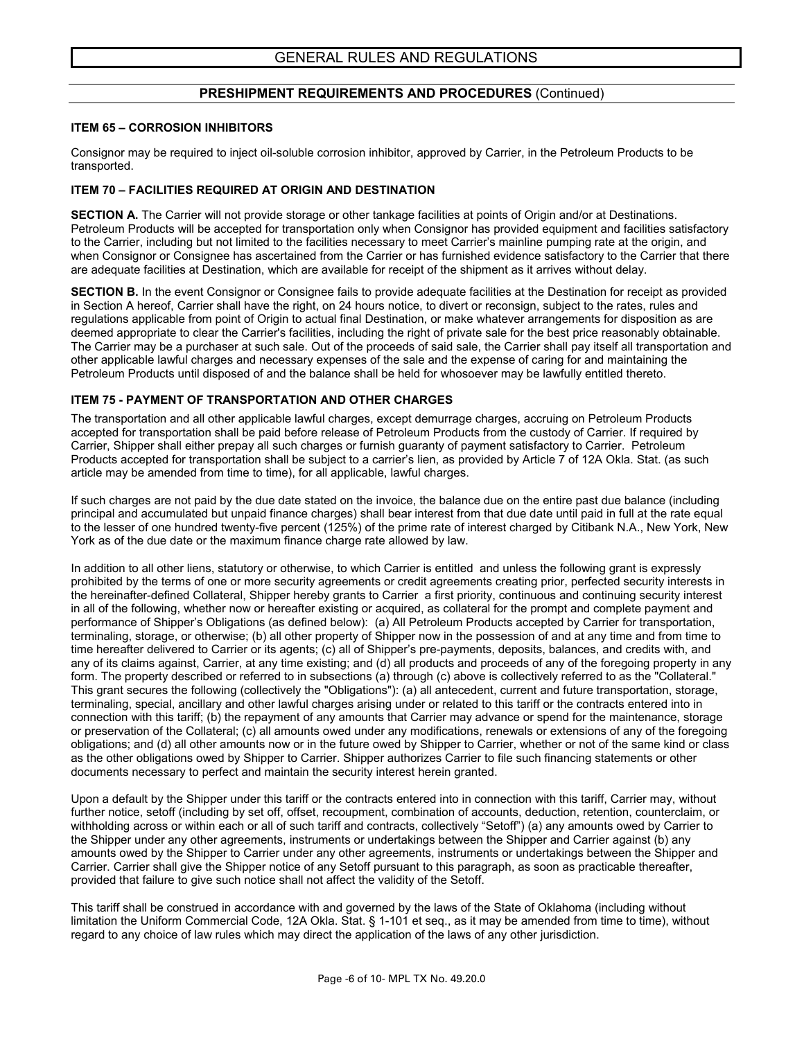# GENERAL RULES AND REGULATIONS

## PRESHIPMENT REQUIREMENTS AND PROCEDURES (Continued)

### ITEM 65 – CORROSION INHIBITORS

Consignor may be required to inject oil-soluble corrosion inhibitor, approved by Carrier, in the Petroleum Products to be transported.

### ITEM 70 – FACILITIES REQUIRED AT ORIGIN AND DESTINATION

**SECTION A.** The Carrier will not provide storage or other tankage facilities at points of Origin and/or at Destinations. Petroleum Products will be accepted for transportation only when Consignor has provided equipment and facilities satisfactory to the Carrier, including but not limited to the facilities necessary to meet Carrier's mainline pumping rate at the origin, and when Consignor or Consignee has ascertained from the Carrier or has furnished evidence satisfactory to the Carrier that there are adequate facilities at Destination, which are available for receipt of the shipment as it arrives without delay.

**SECTION B.** In the event Consignor or Consignee fails to provide adequate facilities at the Destination for receipt as provided in Section A hereof, Carrier shall have the right, on 24 hours notice, to divert or reconsign, subject to the rates, rules and regulations applicable from point of Origin to actual final Destination, or make whatever arrangements for disposition as are deemed appropriate to clear the Carrier's facilities, including the right of private sale for the best price reasonably obtainable. The Carrier may be a purchaser at such sale. Out of the proceeds of said sale, the Carrier shall pay itself all transportation and other applicable lawful charges and necessary expenses of the sale and the expense of caring for and maintaining the Petroleum Products until disposed of and the balance shall be held for whosoever may be lawfully entitled thereto.

### ITEM 75 - PAYMENT OF TRANSPORTATION AND OTHER CHARGES

The transportation and all other applicable lawful charges, except demurrage charges, accruing on Petroleum Products accepted for transportation shall be paid before release of Petroleum Products from the custody of Carrier. If required by Carrier, Shipper shall either prepay all such charges or furnish guaranty of payment satisfactory to Carrier. Petroleum Products accepted for transportation shall be subject to a carrier's lien, as provided by Article 7 of 12A Okla. Stat. (as such article may be amended from time to time), for all applicable, lawful charges.

If such charges are not paid by the due date stated on the invoice, the balance due on the entire past due balance (including principal and accumulated but unpaid finance charges) shall bear interest from that due date until paid in full at the rate equal to the lesser of one hundred twenty-five percent (125%) of the prime rate of interest charged by Citibank N.A., New York, New York as of the due date or the maximum finance charge rate allowed by law.

In addition to all other liens, statutory or otherwise, to which Carrier is entitled and unless the following grant is expressly prohibited by the terms of one or more security agreements or credit agreements creating prior, perfected security interests in the hereinafter-defined Collateral, Shipper hereby grants to Carrier a first priority, continuous and continuing security interest in all of the following, whether now or hereafter existing or acquired, as collateral for the prompt and complete payment and performance of Shipper's Obligations (as defined below): (a) All Petroleum Products accepted by Carrier for transportation, terminaling, storage, or otherwise; (b) all other property of Shipper now in the possession of and at any time and from time to time hereafter delivered to Carrier or its agents; (c) all of Shipper's pre-payments, deposits, balances, and credits with, and any of its claims against, Carrier, at any time existing; and (d) all products and proceeds of any of the foregoing property in any form. The property described or referred to in subsections (a) through (c) above is collectively referred to as the "Collateral." This grant secures the following (collectively the "Obligations"): (a) all antecedent, current and future transportation, storage, terminaling, special, ancillary and other lawful charges arising under or related to this tariff or the contracts entered into in connection with this tariff; (b) the repayment of any amounts that Carrier may advance or spend for the maintenance, storage or preservation of the Collateral; (c) all amounts owed under any modifications, renewals or extensions of any of the foregoing obligations; and (d) all other amounts now or in the future owed by Shipper to Carrier, whether or not of the same kind or class as the other obligations owed by Shipper to Carrier. Shipper authorizes Carrier to file such financing statements or other documents necessary to perfect and maintain the security interest herein granted.

Upon a default by the Shipper under this tariff or the contracts entered into in connection with this tariff, Carrier may, without further notice, setoff (including by set off, offset, recoupment, combination of accounts, deduction, retention, counterclaim, or withholding across or within each or all of such tariff and contracts, collectively "Setoff") (a) any amounts owed by Carrier to the Shipper under any other agreements, instruments or undertakings between the Shipper and Carrier against (b) any amounts owed by the Shipper to Carrier under any other agreements, instruments or undertakings between the Shipper and Carrier. Carrier shall give the Shipper notice of any Setoff pursuant to this paragraph, as soon as practicable thereafter, provided that failure to give such notice shall not affect the validity of the Setoff.

This tariff shall be construed in accordance with and governed by the laws of the State of Oklahoma (including without limitation the Uniform Commercial Code, 12A Okla. Stat. § 1-101 et seq., as it may be amended from time to time), without regard to any choice of law rules which may direct the application of the laws of any other jurisdiction.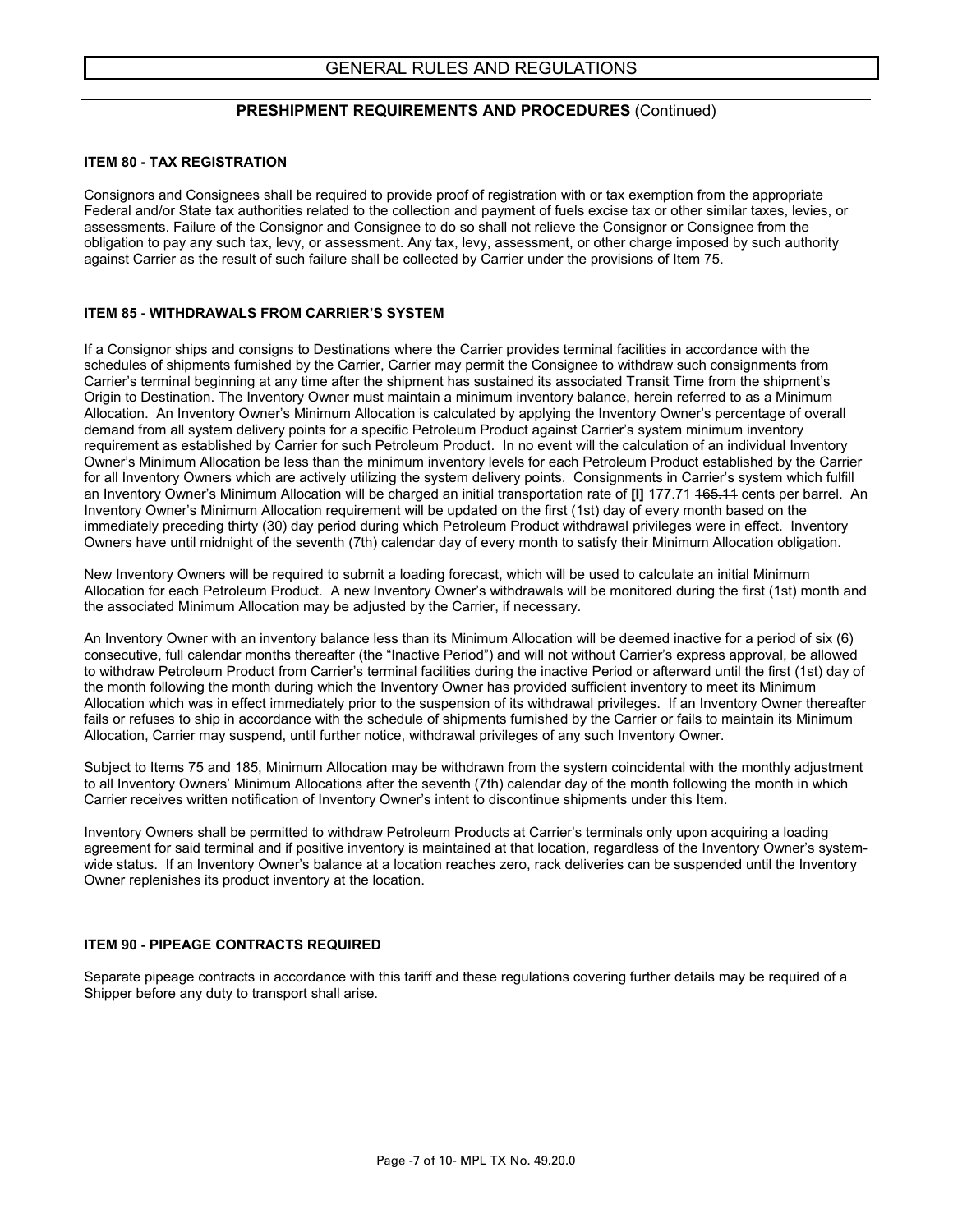# GENERAL RULES AND REGULATIONS

## PRESHIPMENT REQUIREMENTS AND PROCEDURES (Continued)

### ITEM 80 - TAX REGISTRATION

Consignors and Consignees shall be required to provide proof of registration with or tax exemption from the appropriate Federal and/or State tax authorities related to the collection and payment of fuels excise tax or other similar taxes, levies, or assessments. Failure of the Consignor and Consignee to do so shall not relieve the Consignor or Consignee from the obligation to pay any such tax, levy, or assessment. Any tax, levy, assessment, or other charge imposed by such authority against Carrier as the result of such failure shall be collected by Carrier under the provisions of Item 75.

### ITEM 85 - WITHDRAWALS FROM CARRIER'S SYSTEM

If a Consignor ships and consigns to Destinations where the Carrier provides terminal facilities in accordance with the schedules of shipments furnished by the Carrier, Carrier may permit the Consignee to withdraw such consignments from Carrier's terminal beginning at any time after the shipment has sustained its associated Transit Time from the shipment's Origin to Destination. The Inventory Owner must maintain a minimum inventory balance, herein referred to as a Minimum Allocation. An Inventory Owner's Minimum Allocation is calculated by applying the Inventory Owner's percentage of overall demand from all system delivery points for a specific Petroleum Product against Carrier's system minimum inventory requirement as established by Carrier for such Petroleum Product. In no event will the calculation of an individual Inventory Owner's Minimum Allocation be less than the minimum inventory levels for each Petroleum Product established by the Carrier for all Inventory Owners which are actively utilizing the system delivery points. Consignments in Carrier's system which fulfill an Inventory Owner's Minimum Allocation will be charged an initial transportation rate of **[I]** 177.71 ~~165.11~~ cents per barrel. An Inventory Owner's Minimum Allocation requirement will be updated on the first (1st) day of every month based on the immediately preceding thirty (30) day period during which Petroleum Product withdrawal privileges were in effect. Inventory Owners have until midnight of the seventh (7th) calendar day of every month to satisfy their Minimum Allocation obligation.

New Inventory Owners will be required to submit a loading forecast, which will be used to calculate an initial Minimum Allocation for each Petroleum Product. A new Inventory Owner's withdrawals will be monitored during the first (1st) month and the associated Minimum Allocation may be adjusted by the Carrier, if necessary.

An Inventory Owner with an inventory balance less than its Minimum Allocation will be deemed inactive for a period of six (6) consecutive, full calendar months thereafter (the "Inactive Period") and will not without Carrier's express approval, be allowed to withdraw Petroleum Product from Carrier's terminal facilities during the inactive Period or afterward until the first (1st) day of the month following the month during which the Inventory Owner has provided sufficient inventory to meet its Minimum Allocation which was in effect immediately prior to the suspension of its withdrawal privileges. If an Inventory Owner thereafter fails or refuses to ship in accordance with the schedule of shipments furnished by the Carrier or fails to maintain its Minimum Allocation, Carrier may suspend, until further notice, withdrawal privileges of any such Inventory Owner.

Subject to Items 75 and 185, Minimum Allocation may be withdrawn from the system coincidental with the monthly adjustment to all Inventory Owners' Minimum Allocations after the seventh (7th) calendar day of the month following the month in which Carrier receives written notification of Inventory Owner's intent to discontinue shipments under this Item.

Inventory Owners shall be permitted to withdraw Petroleum Products at Carrier's terminals only upon acquiring a loading agreement for said terminal and if positive inventory is maintained at that location, regardless of the Inventory Owner's system-wide status. If an Inventory Owner's balance at a location reaches zero, rack deliveries can be suspended until the Inventory Owner replenishes its product inventory at the location.

### ITEM 90 - PIPEAGE CONTRACTS REQUIRED

Separate pipeage contracts in accordance with this tariff and these regulations covering further details may be required of a Shipper before any duty to transport shall arise.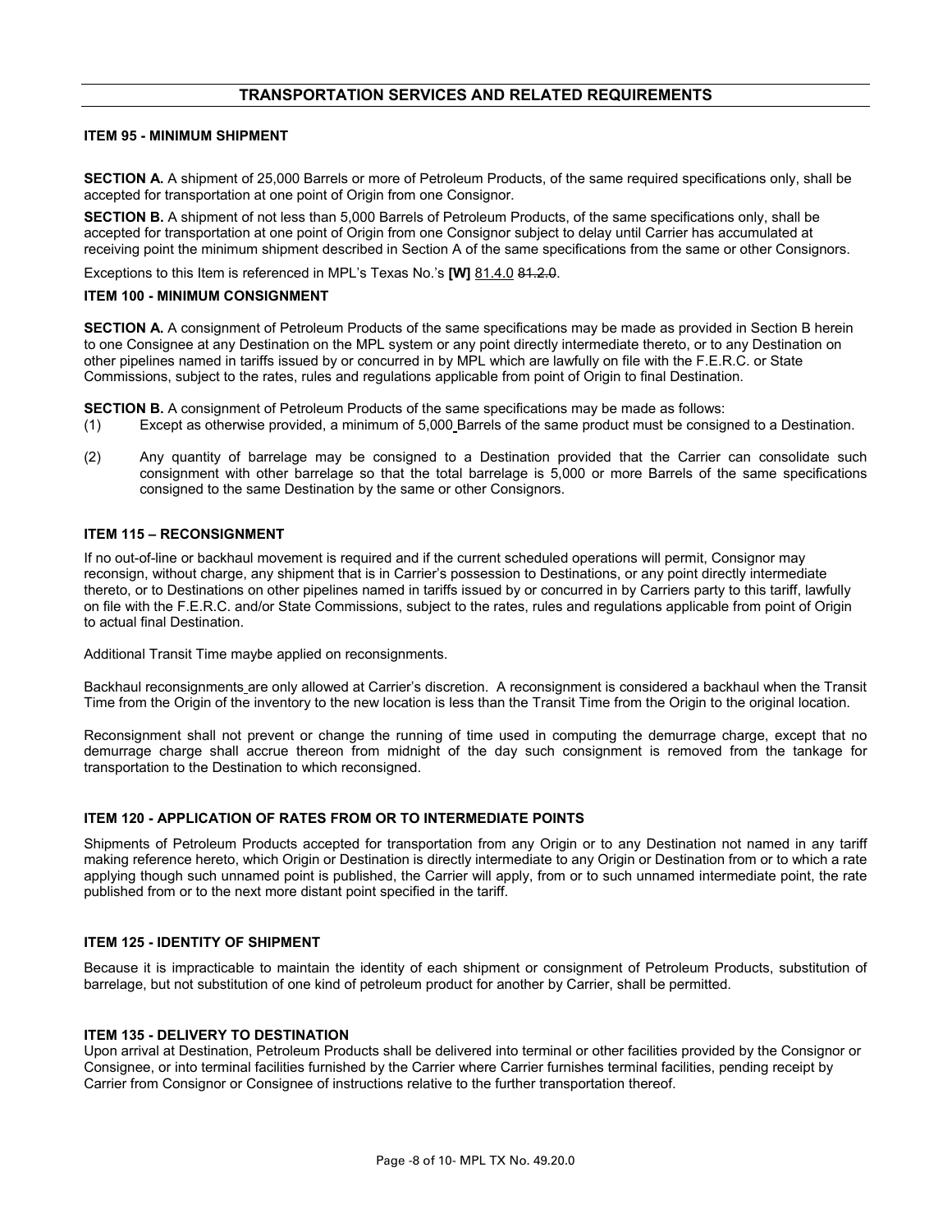## TRANSPORTATION SERVICES AND RELATED REQUIREMENTS

### ITEM 95 - MINIMUM SHIPMENT

**SECTION A.** A shipment of 25,000 Barrels or more of Petroleum Products, of the same required specifications only, shall be accepted for transportation at one point of Origin from one Consignor.

**SECTION B.** A shipment of not less than 5,000 Barrels of Petroleum Products, of the same specifications only, shall be accepted for transportation at one point of Origin from one Consignor subject to delay until Carrier has accumulated at receiving point the minimum shipment described in Section A of the same specifications from the same or other Consignors.

Exceptions to this Item is referenced in MPL's Texas No.'s **[W]** 81.4.0 ~~81.2.0~~.

### ITEM 100 - MINIMUM CONSIGNMENT

**SECTION A.** A consignment of Petroleum Products of the same specifications may be made as provided in Section B herein to one Consignee at any Destination on the MPL system or any point directly intermediate thereto, or to any Destination on other pipelines named in tariffs issued by or concurred in by MPL which are lawfully on file with the F.E.R.C. or State Commissions, subject to the rates, rules and regulations applicable from point of Origin to final Destination.

**SECTION B.** A consignment of Petroleum Products of the same specifications may be made as follows:

(1) Except as otherwise provided, a minimum of 5,000 Barrels of the same product must be consigned to a Destination.

(2) Any quantity of barrelage may be consigned to a Destination provided that the Carrier can consolidate such consignment with other barrelage so that the total barrelage is 5,000 or more Barrels of the same specifications consigned to the same Destination by the same or other Consignors.

### ITEM 115 – RECONSIGNMENT

If no out-of-line or backhaul movement is required and if the current scheduled operations will permit, Consignor may reconsign, without charge, any shipment that is in Carrier's possession to Destinations, or any point directly intermediate thereto, or to Destinations on other pipelines named in tariffs issued by or concurred in by Carriers party to this tariff, lawfully on file with the F.E.R.C. and/or State Commissions, subject to the rates, rules and regulations applicable from point of Origin to actual final Destination.

Additional Transit Time maybe applied on reconsignments.

Backhaul reconsignments are only allowed at Carrier's discretion. A reconsignment is considered a backhaul when the Transit Time from the Origin of the inventory to the new location is less than the Transit Time from the Origin to the original location.

Reconsignment shall not prevent or change the running of time used in computing the demurrage charge, except that no demurrage charge shall accrue thereon from midnight of the day such consignment is removed from the tankage for transportation to the Destination to which reconsigned.

### ITEM 120 - APPLICATION OF RATES FROM OR TO INTERMEDIATE POINTS

Shipments of Petroleum Products accepted for transportation from any Origin or to any Destination not named in any tariff making reference hereto, which Origin or Destination is directly intermediate to any Origin or Destination from or to which a rate applying though such unnamed point is published, the Carrier will apply, from or to such unnamed intermediate point, the rate published from or to the next more distant point specified in the tariff.

### ITEM 125 - IDENTITY OF SHIPMENT

Because it is impracticable to maintain the identity of each shipment or consignment of Petroleum Products, substitution of barrelage, but not substitution of one kind of petroleum product for another by Carrier, shall be permitted.

### ITEM 135 - DELIVERY TO DESTINATION

Upon arrival at Destination, Petroleum Products shall be delivered into terminal or other facilities provided by the Consignor or Consignee, or into terminal facilities furnished by the Carrier where Carrier furnishes terminal facilities, pending receipt by Carrier from Consignor or Consignee of instructions relative to the further transportation thereof.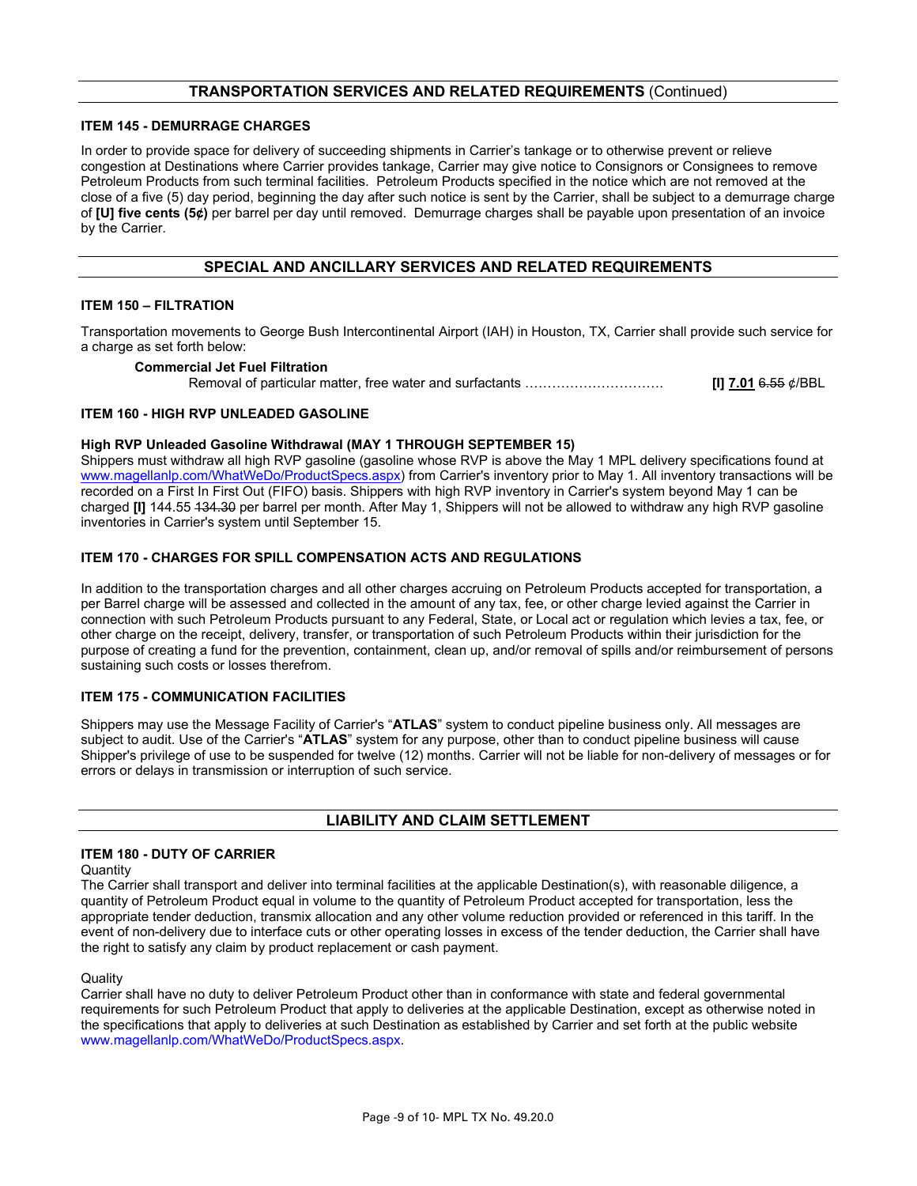## TRANSPORTATION SERVICES AND RELATED REQUIREMENTS (Continued)

### ITEM 145 - DEMURRAGE CHARGES

In order to provide space for delivery of succeeding shipments in Carrier's tankage or to otherwise prevent or relieve congestion at Destinations where Carrier provides tankage, Carrier may give notice to Consignors or Consignees to remove Petroleum Products from such terminal facilities. Petroleum Products specified in the notice which are not removed at the close of a five (5) day period, beginning the day after such notice is sent by the Carrier, shall be subject to a demurrage charge of **[U] five cents (5¢)** per barrel per day until removed. Demurrage charges shall be payable upon presentation of an invoice by the Carrier.

## SPECIAL AND ANCILLARY SERVICES AND RELATED REQUIREMENTS

### ITEM 150 – FILTRATION

Transportation movements to George Bush Intercontinental Airport (IAH) in Houston, TX, Carrier shall provide such service for a charge as set forth below:

**Commercial Jet Fuel Filtration**

Removal of particular matter, free water and surfactants …………………………. **[I] 7.01** ~~6.55~~ ¢/BBL

### ITEM 160 - HIGH RVP UNLEADED GASOLINE

**High RVP Unleaded Gasoline Withdrawal (MAY 1 THROUGH SEPTEMBER 15)**

Shippers must withdraw all high RVP gasoline (gasoline whose RVP is above the May 1 MPL delivery specifications found at www.magellanlp.com/WhatWeDo/ProductSpecs.aspx) from Carrier's inventory prior to May 1. All inventory transactions will be recorded on a First In First Out (FIFO) basis. Shippers with high RVP inventory in Carrier's system beyond May 1 can be charged **[I]** 144.55 ~~134.30~~ per barrel per month. After May 1, Shippers will not be allowed to withdraw any high RVP gasoline inventories in Carrier's system until September 15.

### ITEM 170 - CHARGES FOR SPILL COMPENSATION ACTS AND REGULATIONS

In addition to the transportation charges and all other charges accruing on Petroleum Products accepted for transportation, a per Barrel charge will be assessed and collected in the amount of any tax, fee, or other charge levied against the Carrier in connection with such Petroleum Products pursuant to any Federal, State, or Local act or regulation which levies a tax, fee, or other charge on the receipt, delivery, transfer, or transportation of such Petroleum Products within their jurisdiction for the purpose of creating a fund for the prevention, containment, clean up, and/or removal of spills and/or reimbursement of persons sustaining such costs or losses therefrom.

### ITEM 175 - COMMUNICATION FACILITIES

Shippers may use the Message Facility of Carrier's "**ATLAS**" system to conduct pipeline business only. All messages are subject to audit. Use of the Carrier's "**ATLAS**" system for any purpose, other than to conduct pipeline business will cause Shipper's privilege of use to be suspended for twelve (12) months. Carrier will not be liable for non-delivery of messages or for errors or delays in transmission or interruption of such service.

## LIABILITY AND CLAIM SETTLEMENT

### ITEM 180 - DUTY OF CARRIER

Quantity

The Carrier shall transport and deliver into terminal facilities at the applicable Destination(s), with reasonable diligence, a quantity of Petroleum Product equal in volume to the quantity of Petroleum Product accepted for transportation, less the appropriate tender deduction, transmix allocation and any other volume reduction provided or referenced in this tariff. In the event of non-delivery due to interface cuts or other operating losses in excess of the tender deduction, the Carrier shall have the right to satisfy any claim by product replacement or cash payment.

Quality

Carrier shall have no duty to deliver Petroleum Product other than in conformance with state and federal governmental requirements for such Petroleum Product that apply to deliveries at the applicable Destination, except as otherwise noted in the specifications that apply to deliveries at such Destination as established by Carrier and set forth at the public website www.magellanlp.com/WhatWeDo/ProductSpecs.aspx.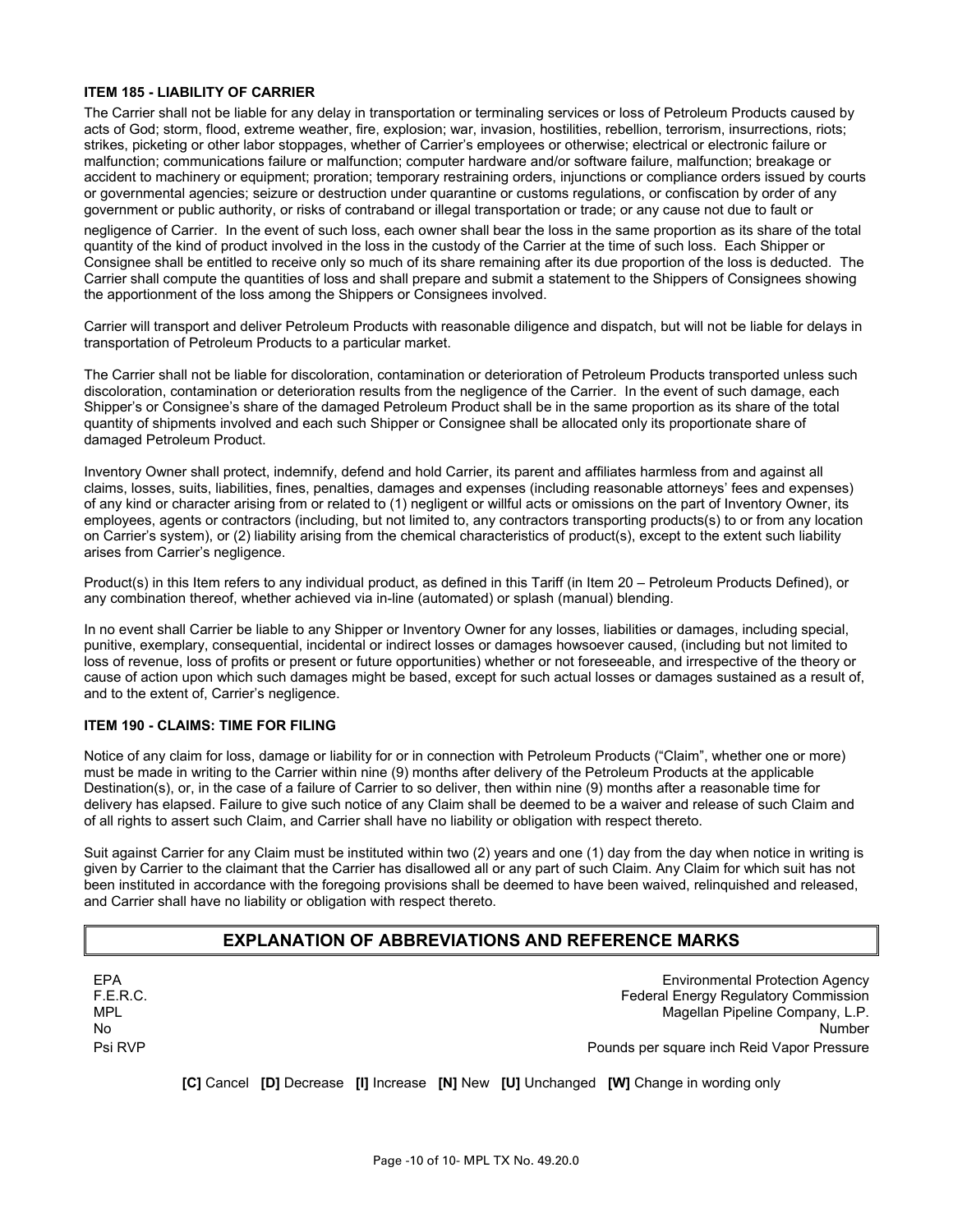#### ITEM 185 - LIABILITY OF CARRIER

The Carrier shall not be liable for any delay in transportation or terminaling services or loss of Petroleum Products caused by acts of God; storm, flood, extreme weather, fire, explosion; war, invasion, hostilities, rebellion, terrorism, insurrections, riots; strikes, picketing or other labor stoppages, whether of Carrier's employees or otherwise; electrical or electronic failure or malfunction; communications failure or malfunction; computer hardware and/or software failure, malfunction; breakage or accident to machinery or equipment; proration; temporary restraining orders, injunctions or compliance orders issued by courts or governmental agencies; seizure or destruction under quarantine or customs regulations, or confiscation by order of any government or public authority, or risks of contraband or illegal transportation or trade; or any cause not due to fault or negligence of Carrier. In the event of such loss, each owner shall bear the loss in the same proportion as its share of the total quantity of the kind of product involved in the loss in the custody of the Carrier at the time of such loss. Each Shipper or Consignee shall be entitled to receive only so much of its share remaining after its due proportion of the loss is deducted. The Carrier shall compute the quantities of loss and shall prepare and submit a statement to the Shippers of Consignees showing the apportionment of the loss among the Shippers or Consignees involved.

Carrier will transport and deliver Petroleum Products with reasonable diligence and dispatch, but will not be liable for delays in transportation of Petroleum Products to a particular market.

The Carrier shall not be liable for discoloration, contamination or deterioration of Petroleum Products transported unless such discoloration, contamination or deterioration results from the negligence of the Carrier. In the event of such damage, each Shipper's or Consignee's share of the damaged Petroleum Product shall be in the same proportion as its share of the total quantity of shipments involved and each such Shipper or Consignee shall be allocated only its proportionate share of damaged Petroleum Product.

Inventory Owner shall protect, indemnify, defend and hold Carrier, its parent and affiliates harmless from and against all claims, losses, suits, liabilities, fines, penalties, damages and expenses (including reasonable attorneys' fees and expenses) of any kind or character arising from or related to (1) negligent or willful acts or omissions on the part of Inventory Owner, its employees, agents or contractors (including, but not limited to, any contractors transporting products(s) to or from any location on Carrier's system), or (2) liability arising from the chemical characteristics of product(s), except to the extent such liability arises from Carrier's negligence.

Product(s) in this Item refers to any individual product, as defined in this Tariff (in Item 20 – Petroleum Products Defined), or any combination thereof, whether achieved via in-line (automated) or splash (manual) blending.

In no event shall Carrier be liable to any Shipper or Inventory Owner for any losses, liabilities or damages, including special, punitive, exemplary, consequential, incidental or indirect losses or damages howsoever caused, (including but not limited to loss of revenue, loss of profits or present or future opportunities) whether or not foreseeable, and irrespective of the theory or cause of action upon which such damages might be based, except for such actual losses or damages sustained as a result of, and to the extent of, Carrier's negligence.

#### ITEM 190 - CLAIMS: TIME FOR FILING

Notice of any claim for loss, damage or liability for or in connection with Petroleum Products ("Claim", whether one or more) must be made in writing to the Carrier within nine (9) months after delivery of the Petroleum Products at the applicable Destination(s), or, in the case of a failure of Carrier to so deliver, then within nine (9) months after a reasonable time for delivery has elapsed. Failure to give such notice of any Claim shall be deemed to be a waiver and release of such Claim and of all rights to assert such Claim, and Carrier shall have no liability or obligation with respect thereto.

Suit against Carrier for any Claim must be instituted within two (2) years and one (1) day from the day when notice in writing is given by Carrier to the claimant that the Carrier has disallowed all or any part of such Claim. Any Claim for which suit has not been instituted in accordance with the foregoing provisions shall be deemed to have been waived, relinquished and released, and Carrier shall have no liability or obligation with respect thereto.

## EXPLANATION OF ABBREVIATIONS AND REFERENCE MARKS

| | |
|---|---|
| EPA | Environmental Protection Agency |
| F.E.R.C. | Federal Energy Regulatory Commission |
| MPL | Magellan Pipeline Company, L.P. |
| No | Number |
| Psi RVP | Pounds per square inch Reid Vapor Pressure |

**[C]** Cancel **[D]** Decrease **[I]** Increase **[N]** New **[U]** Unchanged **[W]** Change in wording only